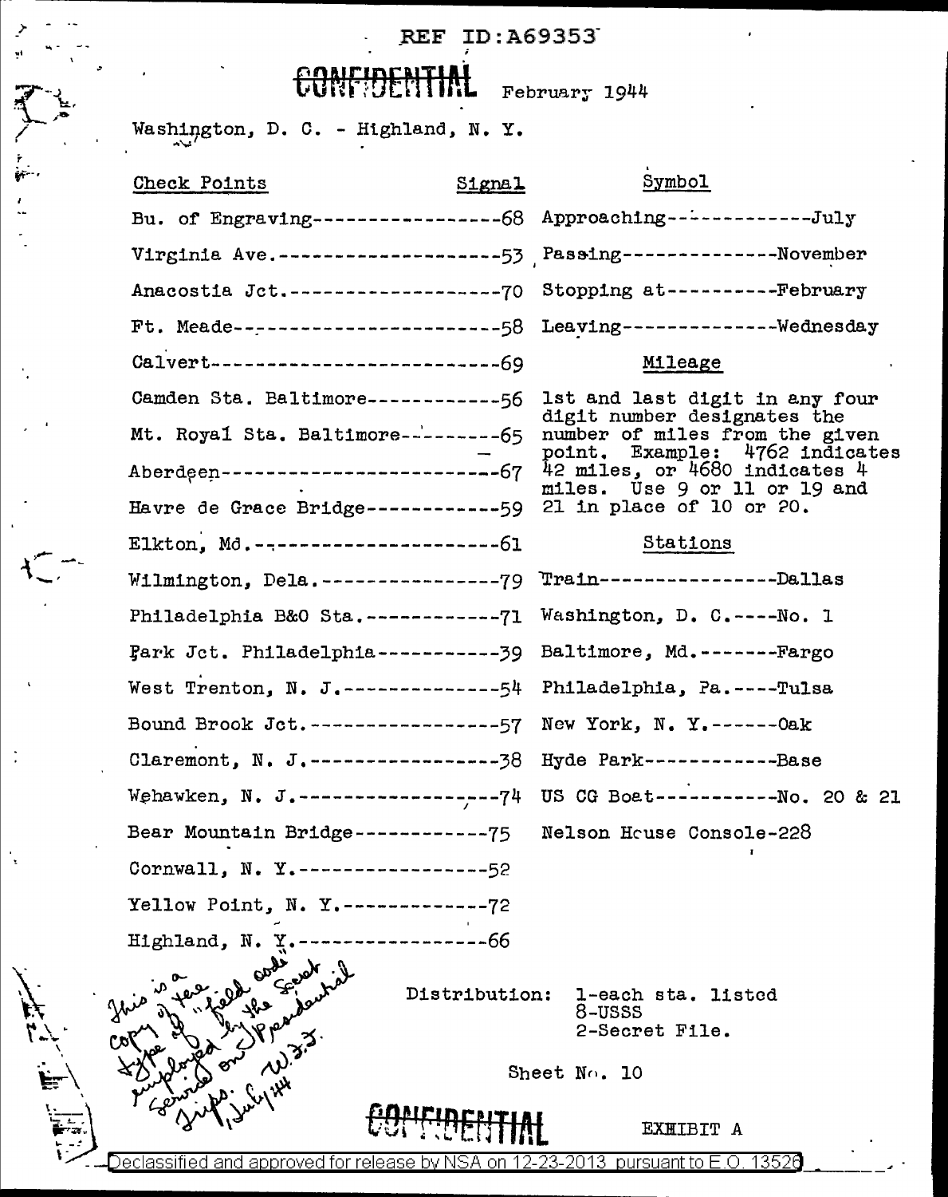REF ID:A69353

**CONFIDENTIAL** February 1944

Washington, D. C. - Highland, N. Y.

| Check Points | Signal |
|---|---|
| Bu. of Engraving | 68 |
| Virginia Ave. | 53 |
| Anacostia Jct. | 70 |
| Ft. Meade | 58 |
| Calvert | 69 |
| Camden Sta. Baltimore | 56 |
| Mt. Royal Sta. Baltimore | 65 |
| Aberdeen | 67 |
| Havre de Grace Bridge | 59 |
| Elkton, Md. | 61 |
| Wilmington, Dela. | 79 |
| Philadelphia B&O Sta. | 71 |
| Park Jct. Philadelphia | 39 |
| West Trenton, N. J. | 54 |
| Bound Brook Jct. | 57 |
| Claremont, N. J. | 38 |
| Wehawken, N. J. | 74 |
| Bear Mountain Bridge | 75 |
| Cornwall, N. Y. | 52 |
| Yellow Point, N. Y. | 72 |
| Highland, N. Y. | 66 |

**Symbol**

| | |
|---|---|
| Approaching | July |
| Passing | November |
| Stopping at | February |
| Leaving | Wednesday |

**Mileage**

1st and last digit in any four digit number designates the number of miles from the given point. Example: 4762 indicates 42 miles, or 4680 indicates 4 miles. Use 9 or 11 or 19 and 21 in place of 10 or 20.

**Stations**

| | |
|---|---|
| Train | Dallas |
| Washington, D. C. | No. 1 |
| Baltimore, Md. | Fargo |
| Philadelphia, Pa. | Tulsa |
| New York, N. Y. | Oak |
| Hyde Park | Base |
| US CG Boat | No. 20 & 21 |
| Nelson House Console | 228 |

*This is a copy of the "field code" type employed by the Secret Service on Presidential trips. W.F.F. July 1944*

Distribution: 1-each sta. listed
8-USSS
2-Secret File.

Sheet No. 10

**CONFIDENTIAL**

EXHIBIT A

Declassified and approved for release by NSA on 12-23-2013 pursuant to E.O. 13526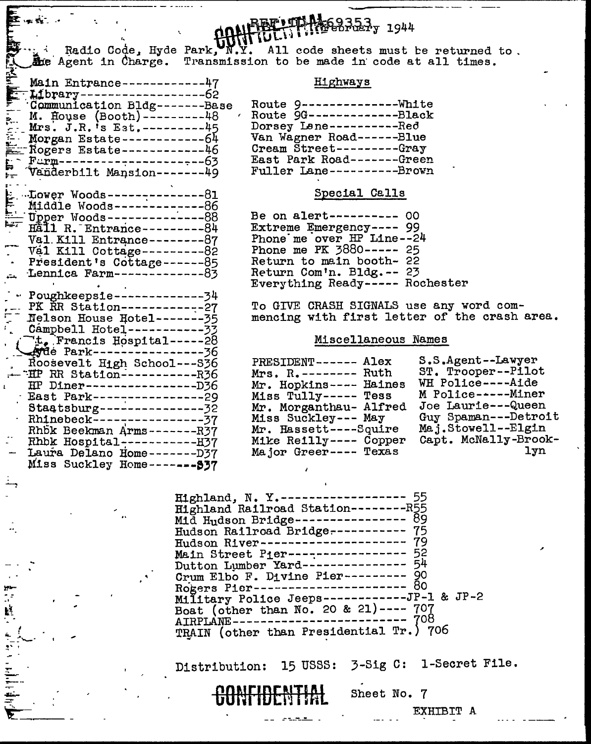CONFIDENTIAL REF. TD-469353 February 1944

Radio Code, Hyde Park, N.Y. All code sheets must be returned to the Agent in Charge. Transmission to be made in code at all times.

| | |
|---|---|
| Main Entrance | 47 |
| Library | 62 |
| Communication Bldg | Base |
| M. House (Booth) | 48 |
| Mrs. J.R.'s Est. | 45 |
| Morgan Estate | 64 |
| Rogers Estate | 46 |
| Farm | 63 |
| Vanderbilt Mansion | 49 |
| Lower Woods | 81 |
| Middle Woods | 86 |
| Upper Woods | 88 |
| Hall R. Entrance | 84 |
| Val Kill Entrance | 87 |
| Val Kill Cottage | 82 |
| President's Cottage | 85 |
| Lennica Farm | 83 |
| Poughkeepsie | 34 |
| PK RR Station | 27 |
| Nelson House Hotel | 35 |
| Campbell Hotel | 33 |
| St. Francis Hospital | 28 |
| Hyde Park | 36 |
| Roosevelt High School | S36 |
| HP RR Station | R36 |
| HP Diner | D36 |
| East Park | 29 |
| Staatsburg | 32 |
| Rhinebeck | 37 |
| Rhbk Beekman Arms | R37 |
| Rhbk Hospital | H37 |
| Laura Delano Home | D37 |
| Miss Suckley Home | S37 |

## Highways

| | |
|---|---|
| Route 9 | White |
| Route 9G | Black |
| Dorsey Lane | Red |
| Van Wagner Road | Blue |
| Cream Street | Gray |
| East Park Road | Green |
| Fuller Lane | Brown |

## Special Calls

| | |
|---|---|
| Be on alert | 00 |
| Extreme Emergency | 99 |
| Phone me over HP Line | 24 |
| Phone me PK 3880 | 25 |
| Return to main booth | 22 |
| Return Com'n. Bldg. | 23 |
| Everything Ready | Rochester |

To GIVE CRASH SIGNALS use any word commencing with first letter of the crash area.

## Miscellaneous Names

| | |
|---|---|
| PRESIDENT | Alex |
| Mrs. R. | Ruth |
| Mr. Hopkins | Haines |
| Miss Tully | Tess |
| Mr. Morganthau | Alfred |
| Miss Suckley | May |
| Mr. Hassett | Squire |
| Mike Reilly | Copper |
| Major Greer | Texas |
| S.S. Agent | Lawyer |
| ST. Trooper | Pilot |
| WH Police | Aide |
| M Police | Miner |
| Joe Laurie | Queen |
| Guy Spaman | Detroit |
| Maj. Stowell | Elgin |
| Capt. McNally | Brooklyn |

| | |
|---|---|
| Highland, N. Y. | 55 |
| Highland Railroad Station | R55 |
| Mid Hudson Bridge | 89 |
| Hudson Railroad Bridge | 75 |
| Hudson River | 79 |
| Main Street Pier | 52 |
| Dutton Lumber Yard | 54 |
| Crum Elbo F. Divine Pier | 90 |
| Rogers Pier | 80 |
| Military Police Jeeps | JP-1 & JP-2 |
| Boat (other than No. 20 & 21) | 707 |
| AIRPLANE | 708 |
| TRAIN (other than Presidential Tr.) | 706 |

Distribution: 15 USSS: 3-Sig C: 1-Secret File.

CONFIDENTIAL

Sheet No. 7

EXHIBIT A